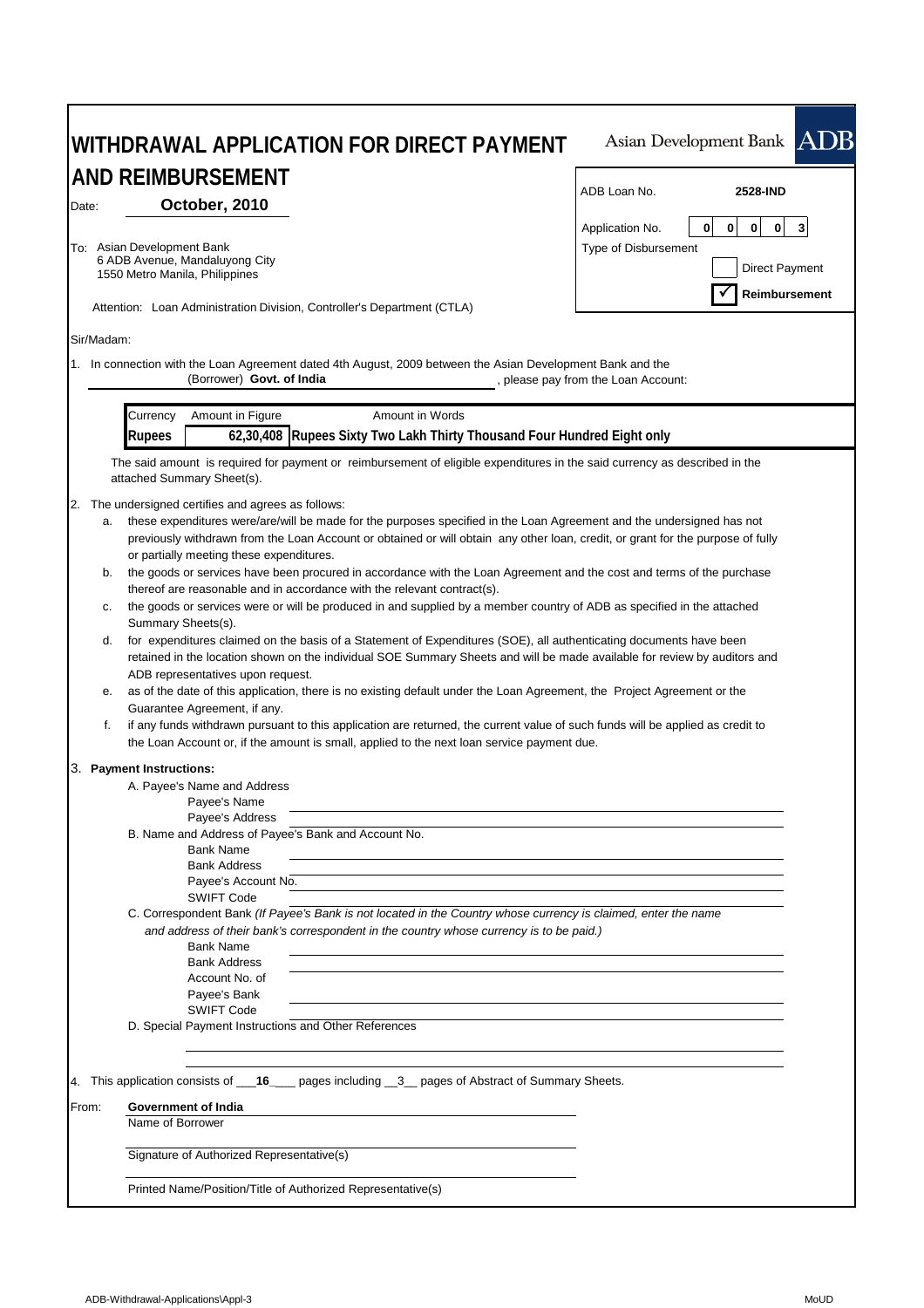# WITHDRAWAL APPLICATION FOR DIRECT PAYMENT AND REIMBURSEMENT

Asian Development Bank ADB

| | |
|---|---|
| ADB Loan No. | **2528-IND** |
| Application No. | 0 0 0 0 3 |
| Type of Disbursement | ☐ Direct Payment |
| | ☑ **Reimbursement** |

Date: **October, 2010**

To: Asian Development Bank
6 ADB Avenue, Mandaluyong City
1550 Metro Manila, Philippines

Attention: Loan Administration Division, Controller's Department (CTLA)

Sir/Madam:

1. In connection with the Loan Agreement dated 4th August, 2009 between the Asian Development Bank and the (Borrower) **Govt. of India** , please pay from the Loan Account:

| Currency | Amount in Figure | Amount in Words |
|---|---|---|
| **Rupees** | **62,30,408** | **Rupees Sixty Two Lakh Thirty Thousand Four Hundred Eight only** |

The said amount is required for payment or reimbursement of eligible expenditures in the said currency as described in the attached Summary Sheet(s).

2. The undersigned certifies and agrees as follows:
   a. these expenditures were/are/will be made for the purposes specified in the Loan Agreement and the undersigned has not previously withdrawn from the Loan Account or obtained or will obtain any other loan, credit, or grant for the purpose of fully or partially meeting these expenditures.
   b. the goods or services have been procured in accordance with the Loan Agreement and the cost and terms of the purchase thereof are reasonable and in accordance with the relevant contract(s).
   c. the goods or services were or will be produced in and supplied by a member country of ADB as specified in the attached Summary Sheets(s).
   d. for expenditures claimed on the basis of a Statement of Expenditures (SOE), all authenticating documents have been retained in the location shown on the individual SOE Summary Sheets and will be made available for review by auditors and ADB representatives upon request.
   e. as of the date of this application, there is no existing default under the Loan Agreement, the Project Agreement or the Guarantee Agreement, if any.
   f. if any funds withdrawn pursuant to this application are returned, the current value of such funds will be applied as credit to the Loan Account or, if the amount is small, applied to the next loan service payment due.

3. **Payment Instructions:**
   A. Payee's Name and Address
      Payee's Name
      Payee's Address
   B. Name and Address of Payee's Bank and Account No.
      Bank Name
      Bank Address
      Payee's Account No.
      SWIFT Code
   C. Correspondent Bank *(If Payee's Bank is not located in the Country whose currency is claimed, enter the name and address of their bank's correspondent in the country whose currency is to be paid.)*
      Bank Name
      Bank Address
      Account No. of Payee's Bank
      SWIFT Code
   D. Special Payment Instructions and Other References

4. This application consists of ___**16**___ pages including __3__ pages of Abstract of Summary Sheets.

From: **Government of India**
Name of Borrower

Signature of Authorized Representative(s)

Printed Name/Position/Title of Authorized Representative(s)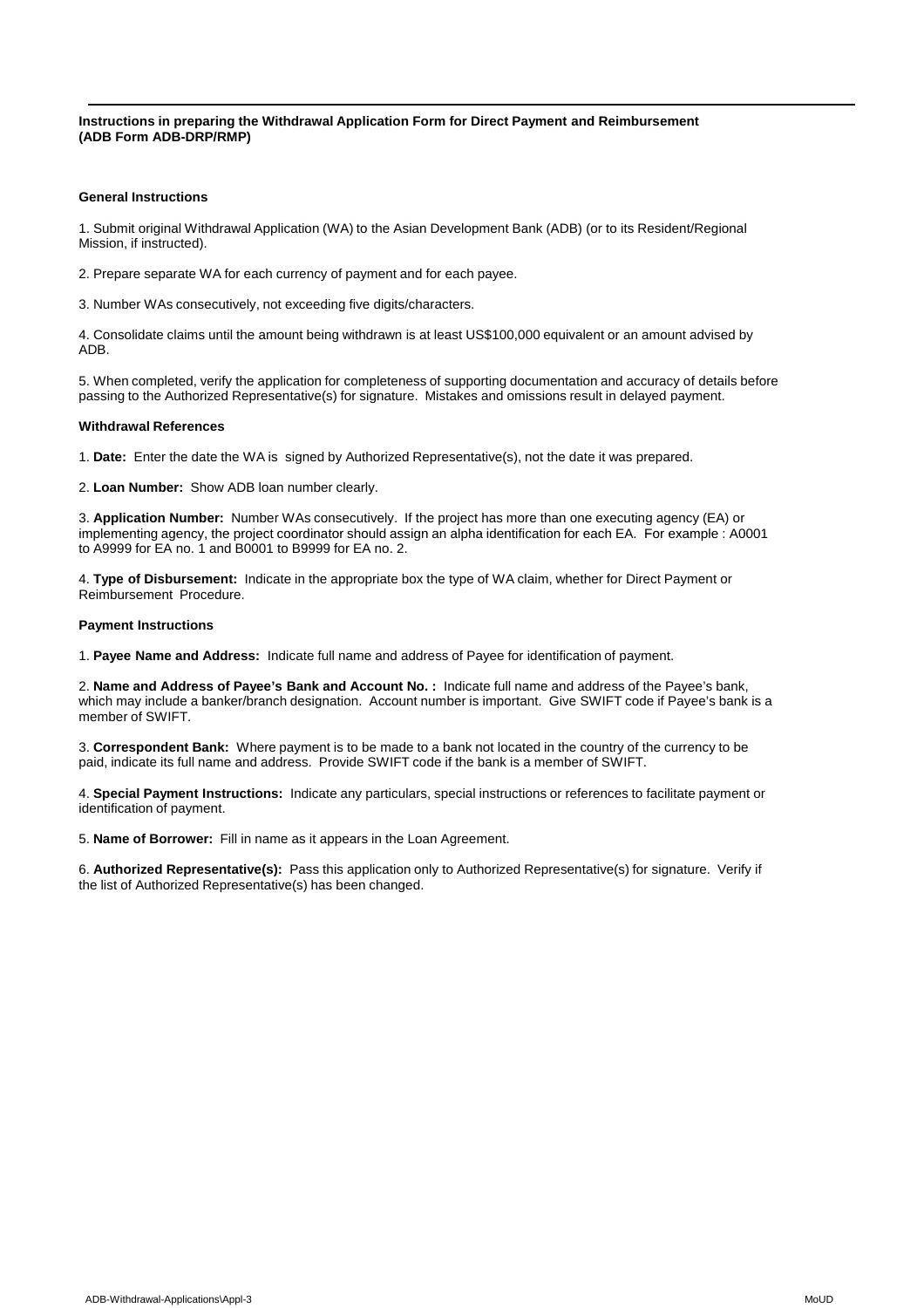**Instructions in preparing the Withdrawal Application Form for Direct Payment and Reimbursement (ADB Form ADB-DRP/RMP)**

**General Instructions**

1. Submit original Withdrawal Application (WA) to the Asian Development Bank (ADB) (or to its Resident/Regional Mission, if instructed).

2. Prepare separate WA for each currency of payment and for each payee.

3. Number WAs consecutively, not exceeding five digits/characters.

4. Consolidate claims until the amount being withdrawn is at least US$100,000 equivalent or an amount advised by ADB.

5. When completed, verify the application for completeness of supporting documentation and accuracy of details before passing to the Authorized Representative(s) for signature. Mistakes and omissions result in delayed payment.

**Withdrawal References**

1. **Date:** Enter the date the WA is signed by Authorized Representative(s), not the date it was prepared.

2. **Loan Number:** Show ADB loan number clearly.

3. **Application Number:** Number WAs consecutively. If the project has more than one executing agency (EA) or implementing agency, the project coordinator should assign an alpha identification for each EA. For example : A0001 to A9999 for EA no. 1 and B0001 to B9999 for EA no. 2.

4. **Type of Disbursement:** Indicate in the appropriate box the type of WA claim, whether for Direct Payment or Reimbursement Procedure.

**Payment Instructions**

1. **Payee Name and Address:** Indicate full name and address of Payee for identification of payment.

2. **Name and Address of Payee's Bank and Account No. :** Indicate full name and address of the Payee's bank, which may include a banker/branch designation. Account number is important. Give SWIFT code if Payee's bank is a member of SWIFT.

3. **Correspondent Bank:** Where payment is to be made to a bank not located in the country of the currency to be paid, indicate its full name and address. Provide SWIFT code if the bank is a member of SWIFT.

4. **Special Payment Instructions:** Indicate any particulars, special instructions or references to facilitate payment or identification of payment.

5. **Name of Borrower:** Fill in name as it appears in the Loan Agreement.

6. **Authorized Representative(s):** Pass this application only to Authorized Representative(s) for signature. Verify if the list of Authorized Representative(s) has been changed.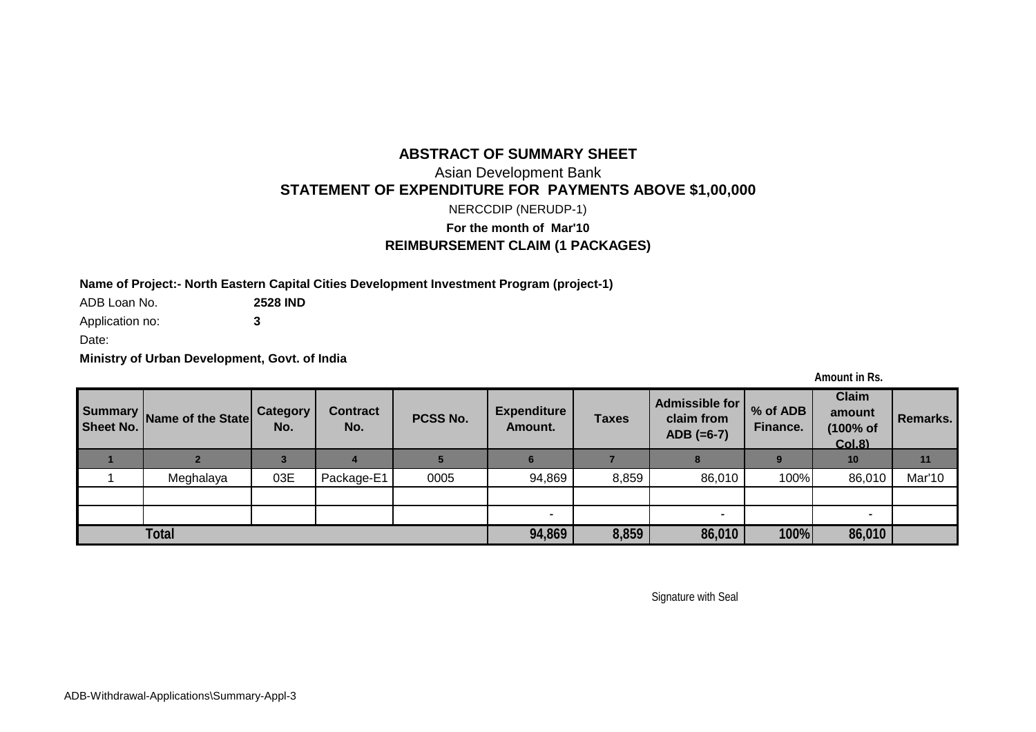# ABSTRACT OF SUMMARY SHEET

Asian Development Bank

## STATEMENT OF EXPENDITURE FOR PAYMENTS ABOVE $1,00,000

NERCCDIP (NERUDP-1)

**For the month of Mar'10**

**REIMBURSEMENT CLAIM (1 PACKAGES)**

**Name of Project:- North Eastern Capital Cities Development Investment Program (project-1)**

ADB Loan No. **2528 IND**

Application no: **3**

Date:

**Ministry of Urban Development, Govt. of India**

Amount in Rs.

| Summary Sheet No. | Name of the State | Category No. | Contract No. | PCSS No. | Expenditure Amount. | Taxes | Admissible for claim from ADB (=6-7) | % of ADB Finance. | Claim amount (100% of Col.8) | Remarks. |
|---|---|---|---|---|---|---|---|---|---|---|
| 1 | 2 | 3 | 4 | 5 | 6 | 7 | 8 | 9 | 10 | 11 |
| 1 | Meghalaya | 03E | Package-E1 | 0005 | 94,869 | 8,859 | 86,010 | 100% | 86,010 | Mar'10 |
| | | | | | | | | | | |
| | | | | | - | | - | | - | |
| **Total** | | | | | **94,869** | **8,859** | **86,010** | **100%** | **86,010** | |

Signature with Seal

ADB-Withdrawal-Applications\Summary-Appl-3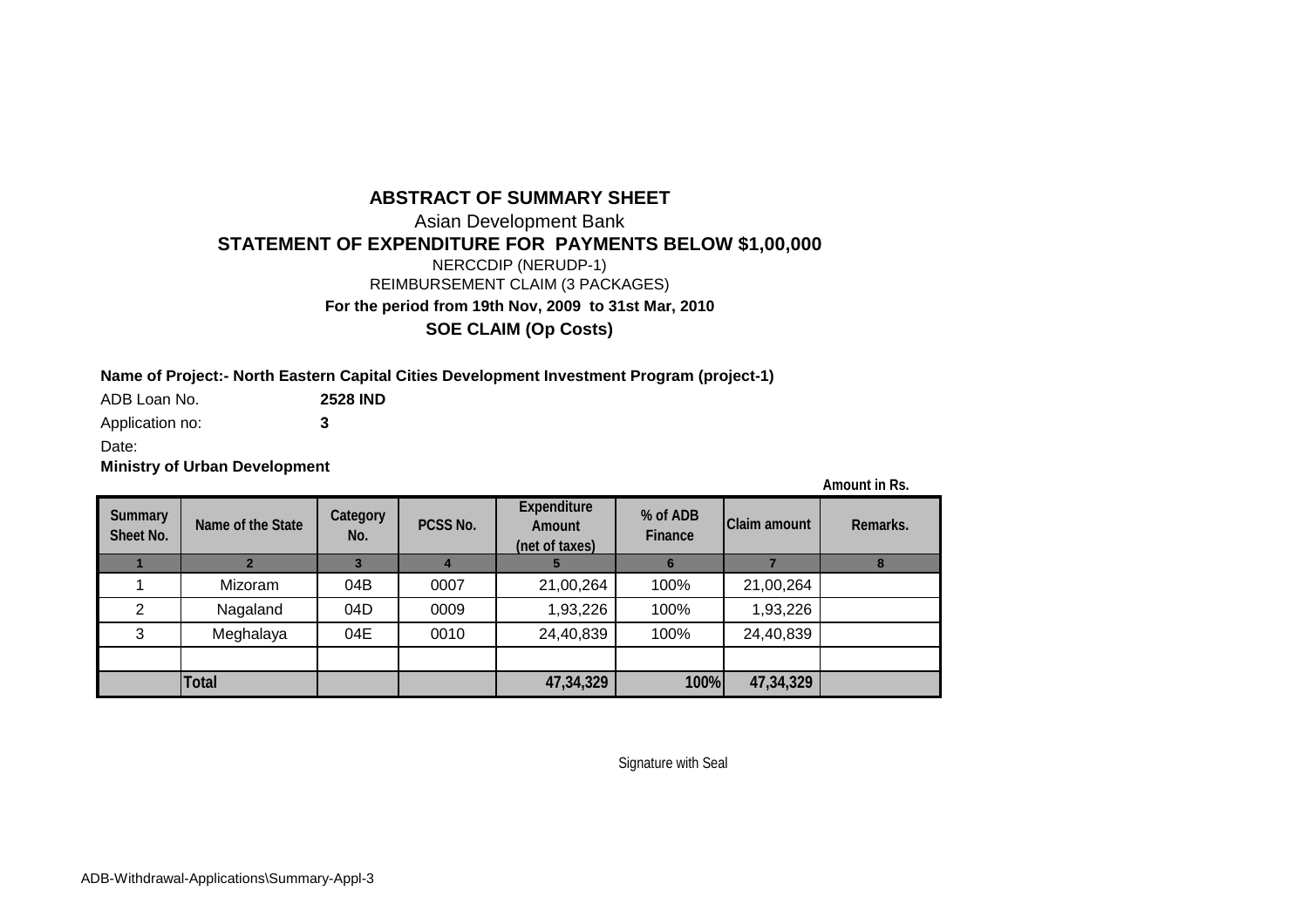## ABSTRACT OF SUMMARY SHEET

Asian Development Bank

### STATEMENT OF EXPENDITURE FOR PAYMENTS BELOW $1,00,000

NERCCDIP (NERUDP-1)

REIMBURSEMENT CLAIM (3 PACKAGES)

**For the period from 19th Nov, 2009 to 31st Mar, 2010**

**SOE CLAIM (Op Costs)**

**Name of Project:- North Eastern Capital Cities Development Investment Program (project-1)**

ADB Loan No. **2528 IND**

Application no: **3**

Date:

**Ministry of Urban Development**

**Amount in Rs.**

| Summary Sheet No. | Name of the State | Category No. | PCSS No. | Expenditure Amount (net of taxes) | % of ADB Finance | Claim amount | Remarks. |
|---|---|---|---|---|---|---|---|
| 1 | 2 | 3 | 4 | 5 | 6 | 7 | 8 |
| 1 | Mizoram | 04B | 0007 | 21,00,264 | 100% | 21,00,264 | |
| 2 | Nagaland | 04D | 0009 | 1,93,226 | 100% | 1,93,226 | |
| 3 | Meghalaya | 04E | 0010 | 24,40,839 | 100% | 24,40,839 | |
| | | | | | | | |
| | **Total** | | | **47,34,329** | **100%** | **47,34,329** | |

Signature with Seal

ADB-Withdrawal-Applications\Summary-Appl-3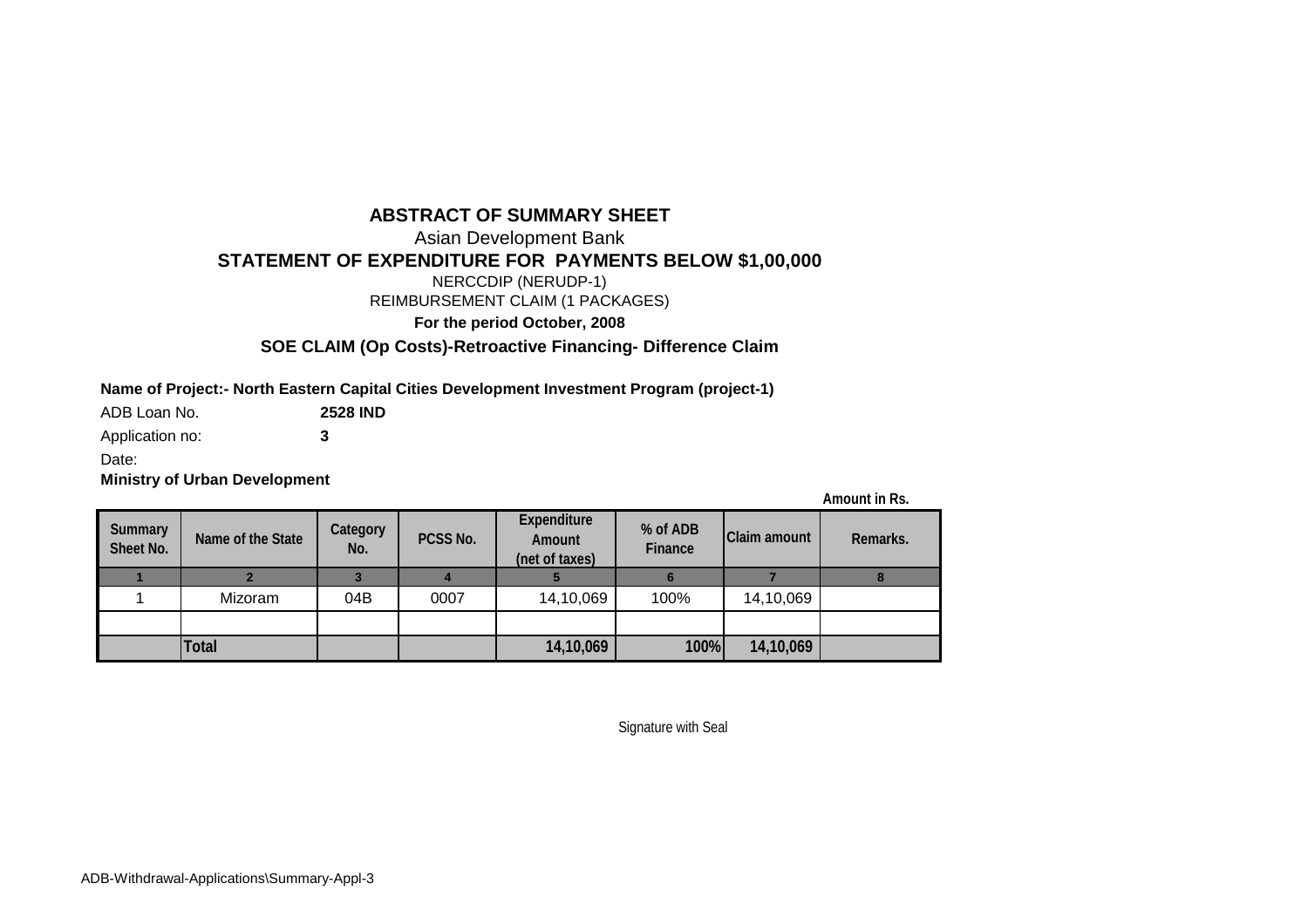## ABSTRACT OF SUMMARY SHEET

Asian Development Bank

**STATEMENT OF EXPENDITURE FOR PAYMENTS BELOW $1,00,000**

NERCCDIP (NERUDP-1)

REIMBURSEMENT CLAIM (1 PACKAGES)

**For the period October, 2008**

**SOE CLAIM (Op Costs)-Retroactive Financing- Difference Claim**

**Name of Project:- North Eastern Capital Cities Development Investment Program (project-1)**

ADB Loan No. **2528 IND**

Application no: **3**

Date:

**Ministry of Urban Development**

**Amount in Rs.**

| Summary Sheet No. | Name of the State | Category No. | PCSS No. | Expenditure Amount (net of taxes) | % of ADB Finance | Claim amount | Remarks. |
|---|---|---|---|---|---|---|---|
| 1 | 2 | 3 | 4 | 5 | 6 | 7 | 8 |
| 1 | Mizoram | 04B | 0007 | 14,10,069 | 100% | 14,10,069 | |
| | | | | | | | |
| | **Total** | | | **14,10,069** | **100%** | **14,10,069** | |

Signature with Seal

ADB-Withdrawal-Applications\Summary-Appl-3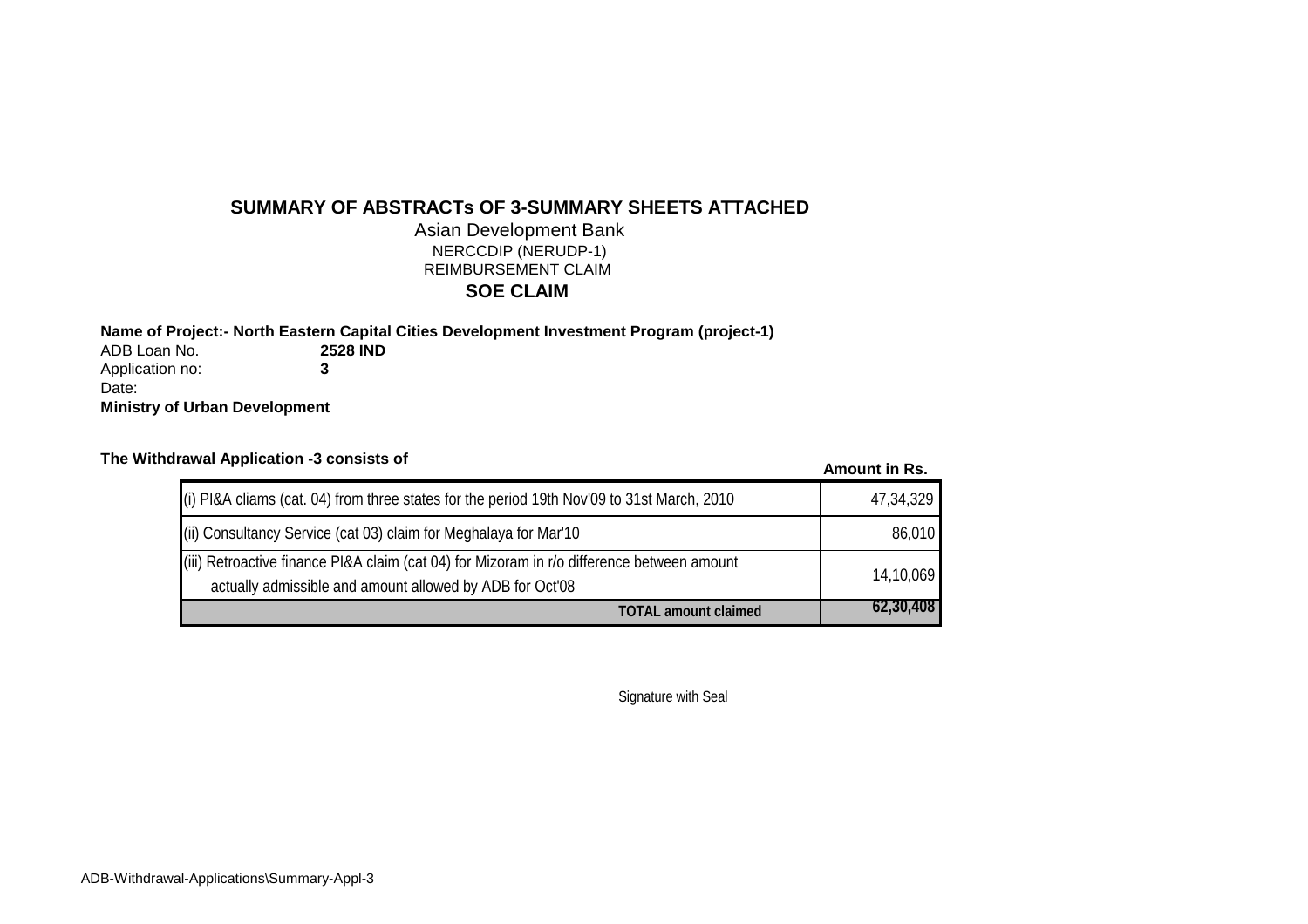## SUMMARY OF ABSTRACTs OF 3-SUMMARY SHEETS ATTACHED

Asian Development Bank
NERCCDIP (NERUDP-1)
REIMBURSEMENT CLAIM

### SOE CLAIM

**Name of Project:- North Eastern Capital Cities Development Investment Program (project-1)**
ADB Loan No. **2528 IND**
Application no: **3**
Date:
**Ministry of Urban Development**

**The Withdrawal Application -3 consists of**

| | **Amount in Rs.** |
|---|---|
| (i) PI&A cliams (cat. 04) from three states for the period 19th Nov'09 to 31st March, 2010 | 47,34,329 |
| (ii) Consultancy Service (cat 03) claim for Meghalaya for Mar'10 | 86,010 |
| (iii) Retroactive finance PI&A claim (cat 04) for Mizoram in r/o difference between amount actually admissible and amount allowed by ADB for Oct'08 | 14,10,069 |
| **TOTAL amount claimed** | **62,30,408** |

Signature with Seal

ADB-Withdrawal-Applications\Summary-Appl-3